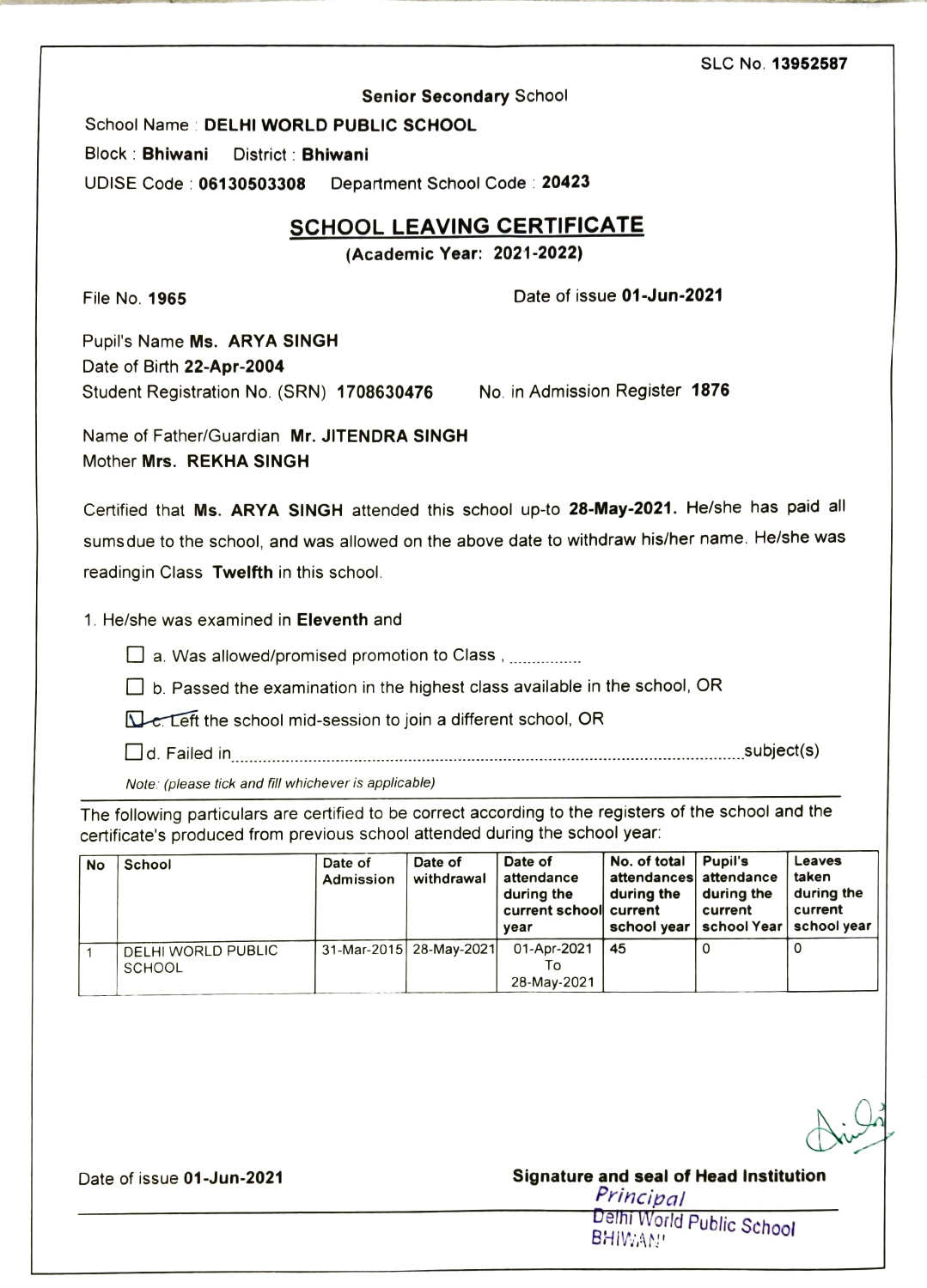SLC No. **13952587**

**Senior Secondary** School

School Name : **DELHI WORLD PUBLIC SCHOOL**

Block : **Bhiwani** District : **Bhiwani**

UDISE Code : **06130503308** Department School Code : **20423**

## SCHOOL LEAVING CERTIFICATE

**(Academic Year: 2021-2022)**

File No. **1965** Date of issue **01-Jun-2021**

Pupil's Name **Ms. ARYA SINGH**

Date of Birth **22-Apr-2004**

Student Registration No. (SRN) **1708630476** No. in Admission Register **1876**

Name of Father/Guardian **Mr. JITENDRA SINGH**

Mother **Mrs. REKHA SINGH**

Certified that **Ms. ARYA SINGH** attended this school up-to **28-May-2021.** He/she has paid all sumsdue to the school, and was allowed on the above date to withdraw his/her name. He/she was readingin Class **Twelfth** in this school.

1. He/she was examined in **Eleventh** and

- ☐ a. Was allowed/promised promotion to Class , ...............
- ☐ b. Passed the examination in the highest class available in the school, OR
- ☑ c. Left the school mid-session to join a different school, OR
- ☐ d. Failed in.................................................................................................subject(s)

*Note: (please tick and fill whichever is applicable)*

The following particulars are certified to be correct according to the registers of the school and the certificate's produced from previous school attended during the school year:

| No | School | Date of Admission | Date of withdrawal | Date of attendance during the current school year | No. of total attendances during the current school year | Pupil's attendance during the current school Year | Leaves taken during the current school year |
|---|---|---|---|---|---|---|---|
| 1 | DELHI WORLD PUBLIC SCHOOL | 31-Mar-2015 | 28-May-2021 | 01-Apr-2021 To 28-May-2021 | 45 | 0 | 0 |

Date of issue **01-Jun-2021**

**Signature and seal of Head Institution**

Principal
Delhi World Public School
BHIWANI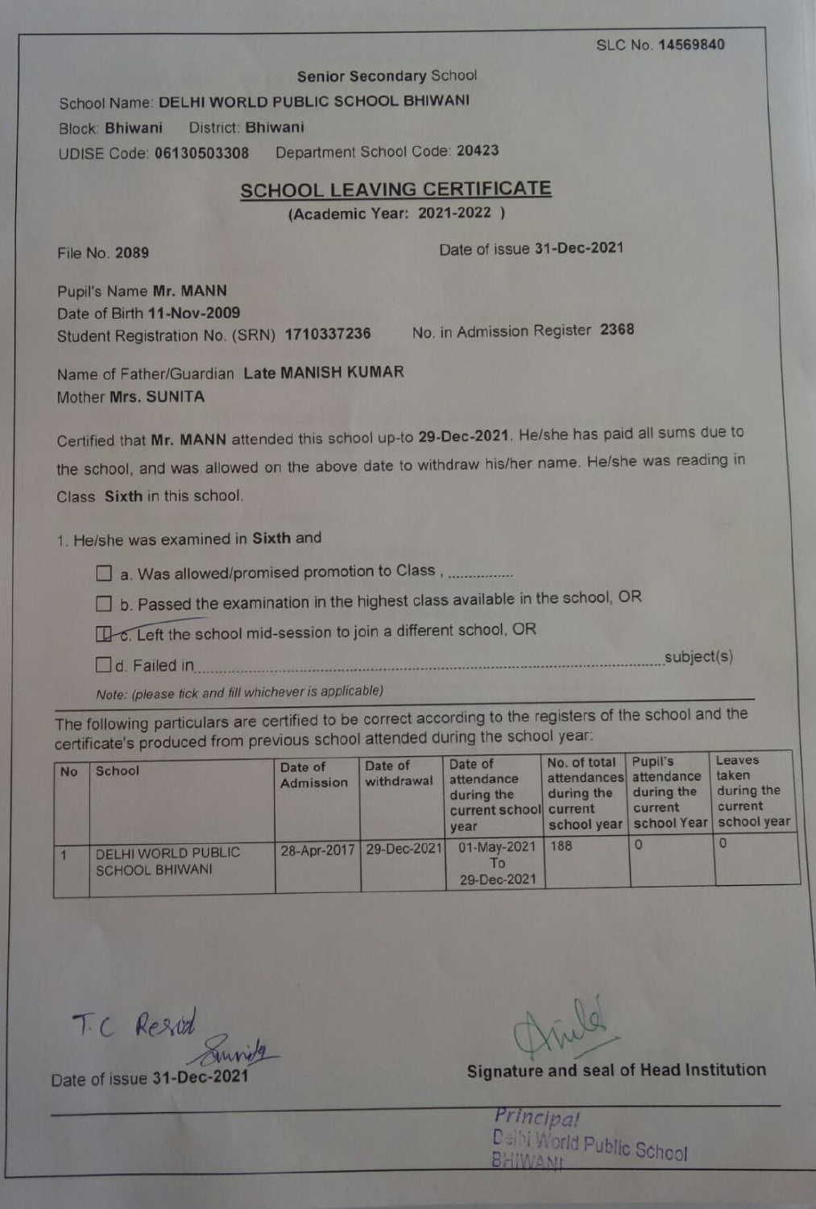SLC No. **14569840**

**Senior Secondary** School

School Name: **DELHI WORLD PUBLIC SCHOOL BHIWANI**

Block: **Bhiwani** District: **Bhiwani**

UDISE Code: **06130503308** Department School Code: **20423**

## SCHOOL LEAVING CERTIFICATE

**(Academic Year: 2021-2022 )**

File No. **2089** Date of issue **31-Dec-2021**

Pupil's Name **Mr. MANN**

Date of Birth **11-Nov-2009**

Student Registration No. (SRN) **1710337236** No. in Admission Register **2368**

Name of Father/Guardian **Late MANISH KUMAR**

Mother **Mrs. SUNITA**

Certified that **Mr. MANN** attended this school up-to **29-Dec-2021**. He/she has paid all sums due to the school, and was allowed on the above date to withdraw his/her name. He/she was reading in Class **Sixth** in this school.

1. He/she was examined in **Sixth** and

- ☐ a. Was allowed/promised promotion to Class , ...............
- ☐ b. Passed the examination in the highest class available in the school, OR
- ☑ c. Left the school mid-session to join a different school, OR
- ☐ d. Failed in ........................................................................subject(s)

*Note: (please tick and fill whichever is applicable)*

The following particulars are certified to be correct according to the registers of the school and the certificate's produced from previous school attended during the school year:

| No | School | Date of Admission | Date of withdrawal | Date of attendance during the current school year | No. of total attendances during the current school year | Pupil's attendance during the current school Year | Leaves taken during the current school year |
|---|---|---|---|---|---|---|---|
| 1 | DELHI WORLD PUBLIC SCHOOL BHIWANI | 28-Apr-2017 | 29-Dec-2021 | 01-May-2021 To 29-Dec-2021 | 188 | 0 | 0 |

T.C Recd
Sunita

Date of issue **31-Dec-2021**

**Signature and seal of Head Institution**

Principal
Delhi World Public School
BHIWANI